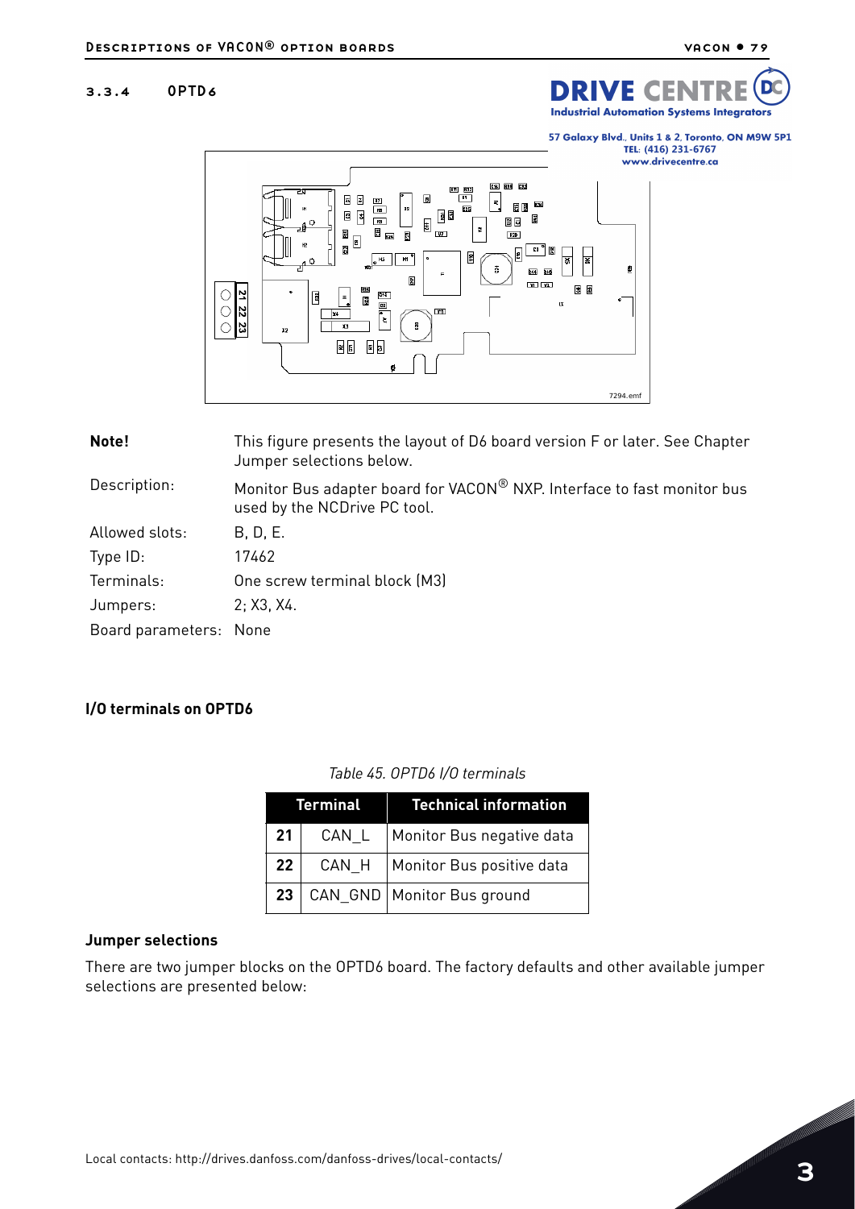### 3.3.4 OPTD6

| | |
|---|---|
| **Note!** | This figure presents the layout of D6 board version F or later. See Chapter Jumper selections below. |
| Description: | Monitor Bus adapter board for VACON® NXP. Interface to fast monitor bus used by the NCDrive PC tool. |
| Allowed slots: | B, D, E. |
| Type ID: | 17462 |
| Terminals: | One screw terminal block (M3) |
| Jumpers: | 2; X3, X4. |
| Board parameters: | None |

#### I/O terminals on OPTD6

*Table 45. OPTD6 I/O terminals*

| Terminal | | Technical information |
|---|---|---|
| 21 | CAN_L | Monitor Bus negative data |
| 22 | CAN_H | Monitor Bus positive data |
| 23 | CAN_GND | Monitor Bus ground |

#### Jumper selections

There are two jumper blocks on the OPTD6 board. The factory defaults and other available jumper selections are presented below: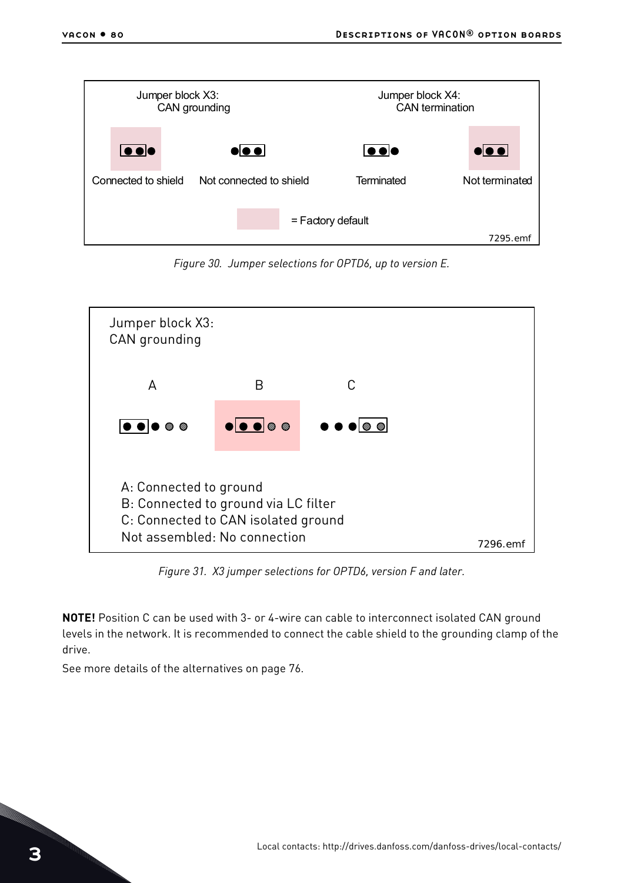Jumper block X3:
CAN grounding

Jumper block X4:
CAN termination

Connected to shield

Not connected to shield

Terminated

Not terminated

= Factory default

7295.emf

*Figure 30. Jumper selections for OPTD6, up to version E.*

Jumper block X3:
CAN grounding

A

B

C

A: Connected to ground
B: Connected to ground via LC filter
C: Connected to CAN isolated ground
Not assembled: No connection

7296.emf

*Figure 31. X3 jumper selections for OPTD6, version F and later.*

**NOTE!** Position C can be used with 3- or 4-wire can cable to interconnect isolated CAN ground levels in the network. It is recommended to connect the cable shield to the grounding clamp of the drive.

See more details of the alternatives on page 76.